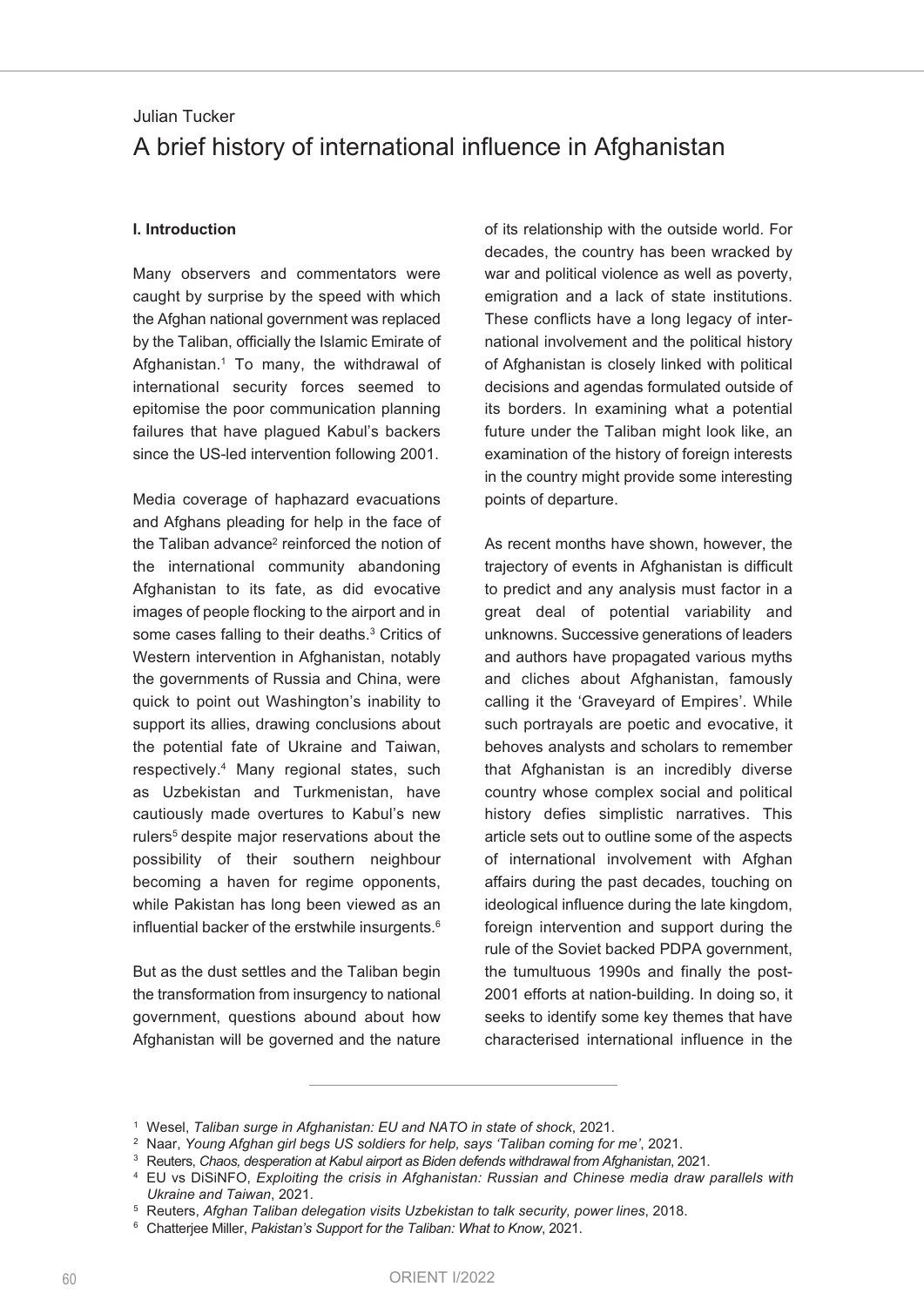Julian Tucker

# A brief history of international influence in Afghanistan

## I. Introduction

Many observers and commentators were caught by surprise by the speed with which the Afghan national government was replaced by the Taliban, officially the Islamic Emirate of Afghanistan.[1] To many, the withdrawal of international security forces seemed to epitomise the poor communication planning failures that have plagued Kabul's backers since the US-led intervention following 2001.

Media coverage of haphazard evacuations and Afghans pleading for help in the face of the Taliban advance[2] reinforced the notion of the international community abandoning Afghanistan to its fate, as did evocative images of people flocking to the airport and in some cases falling to their deaths.[3] Critics of Western intervention in Afghanistan, notably the governments of Russia and China, were quick to point out Washington's inability to support its allies, drawing conclusions about the potential fate of Ukraine and Taiwan, respectively.[4] Many regional states, such as Uzbekistan and Turkmenistan, have cautiously made overtures to Kabul's new rulers[5] despite major reservations about the possibility of their southern neighbour becoming a haven for regime opponents, while Pakistan has long been viewed as an influential backer of the erstwhile insurgents.[6]

But as the dust settles and the Taliban begin the transformation from insurgency to national government, questions abound about how Afghanistan will be governed and the nature of its relationship with the outside world. For decades, the country has been wracked by war and political violence as well as poverty, emigration and a lack of state institutions. These conflicts have a long legacy of international involvement and the political history of Afghanistan is closely linked with political decisions and agendas formulated outside of its borders. In examining what a potential future under the Taliban might look like, an examination of the history of foreign interests in the country might provide some interesting points of departure.

As recent months have shown, however, the trajectory of events in Afghanistan is difficult to predict and any analysis must factor in a great deal of potential variability and unknowns. Successive generations of leaders and authors have propagated various myths and cliches about Afghanistan, famously calling it the 'Graveyard of Empires'. While such portrayals are poetic and evocative, it behoves analysts and scholars to remember that Afghanistan is an incredibly diverse country whose complex social and political history defies simplistic narratives. This article sets out to outline some of the aspects of international involvement with Afghan affairs during the past decades, touching on ideological influence during the late kingdom, foreign intervention and support during the rule of the Soviet backed PDPA government, the tumultuous 1990s and finally the post-2001 efforts at nation-building. In doing so, it seeks to identify some key themes that have characterised international influence in the

---

[1] Wesel, *Taliban surge in Afghanistan: EU and NATO in state of shock*, 2021.

[2] Naar, *Young Afghan girl begs US soldiers for help, says 'Taliban coming for me'*, 2021.

[3] Reuters, *Chaos, desperation at Kabul airport as Biden defends withdrawal from Afghanistan*, 2021.

[4] EU vs DiSiNFO, *Exploiting the crisis in Afghanistan: Russian and Chinese media draw parallels with Ukraine and Taiwan*, 2021.

[5] Reuters, *Afghan Taliban delegation visits Uzbekistan to talk security, power lines*, 2018.

[6] Chatterjee Miller, *Pakistan's Support for the Taliban: What to Know*, 2021.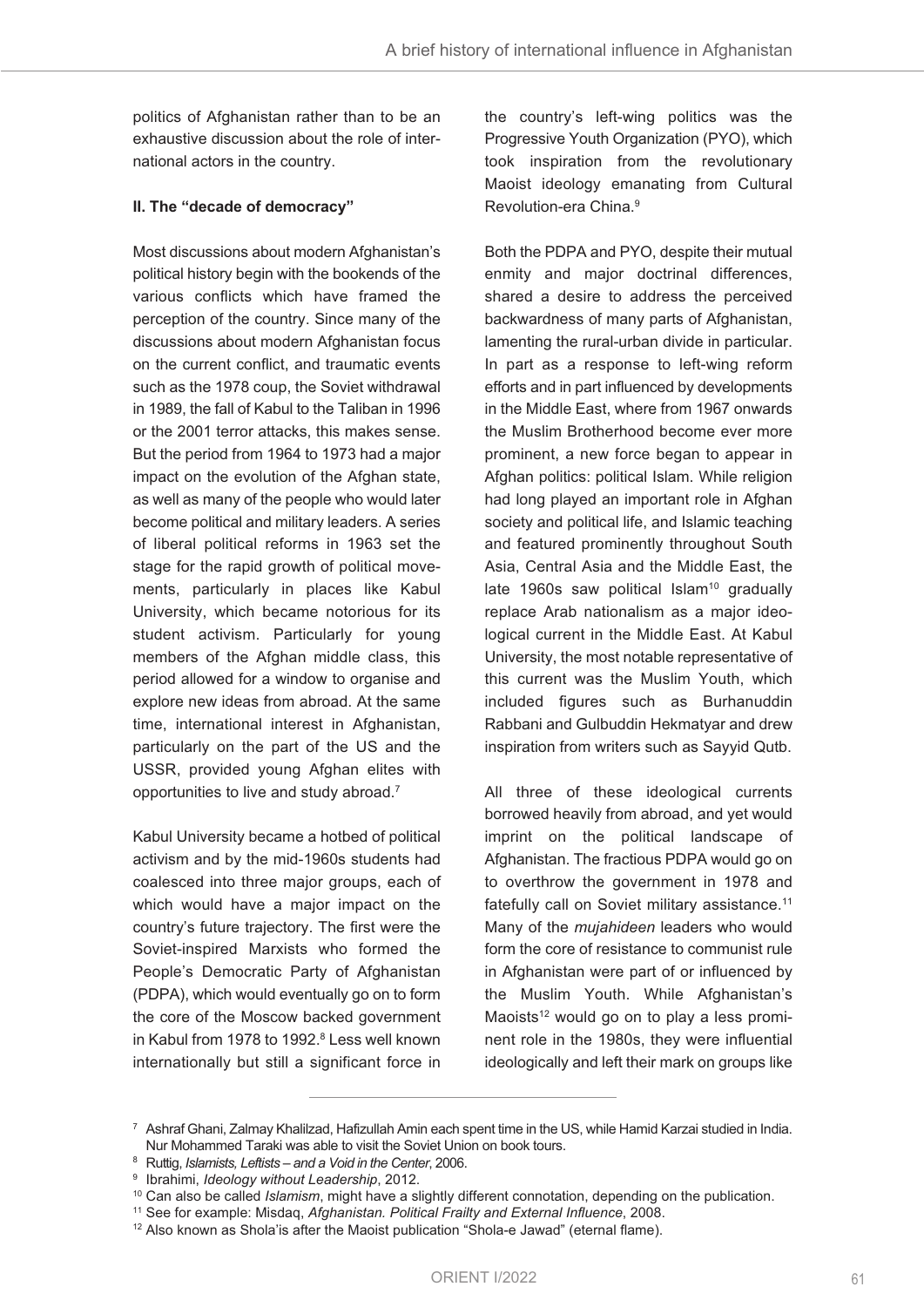politics of Afghanistan rather than to be an exhaustive discussion about the role of international actors in the country.

### II. The "decade of democracy"

Most discussions about modern Afghanistan's political history begin with the bookends of the various conflicts which have framed the perception of the country. Since many of the discussions about modern Afghanistan focus on the current conflict, and traumatic events such as the 1978 coup, the Soviet withdrawal in 1989, the fall of Kabul to the Taliban in 1996 or the 2001 terror attacks, this makes sense. But the period from 1964 to 1973 had a major impact on the evolution of the Afghan state, as well as many of the people who would later become political and military leaders. A series of liberal political reforms in 1963 set the stage for the rapid growth of political movements, particularly in places like Kabul University, which became notorious for its student activism. Particularly for young members of the Afghan middle class, this period allowed for a window to organise and explore new ideas from abroad. At the same time, international interest in Afghanistan, particularly on the part of the US and the USSR, provided young Afghan elites with opportunities to live and study abroad.[7]

Kabul University became a hotbed of political activism and by the mid-1960s students had coalesced into three major groups, each of which would have a major impact on the country's future trajectory. The first were the Soviet-inspired Marxists who formed the People's Democratic Party of Afghanistan (PDPA), which would eventually go on to form the core of the Moscow backed government in Kabul from 1978 to 1992.[8] Less well known internationally but still a significant force in the country's left-wing politics was the Progressive Youth Organization (PYO), which took inspiration from the revolutionary Maoist ideology emanating from Cultural Revolution-era China.[9]

Both the PDPA and PYO, despite their mutual enmity and major doctrinal differences, shared a desire to address the perceived backwardness of many parts of Afghanistan, lamenting the rural-urban divide in particular. In part as a response to left-wing reform efforts and in part influenced by developments in the Middle East, where from 1967 onwards the Muslim Brotherhood become ever more prominent, a new force began to appear in Afghan politics: political Islam. While religion had long played an important role in Afghan society and political life, and Islamic teaching and featured prominently throughout South Asia, Central Asia and the Middle East, the late 1960s saw political Islam[10] gradually replace Arab nationalism as a major ideological current in the Middle East. At Kabul University, the most notable representative of this current was the Muslim Youth, which included figures such as Burhanuddin Rabbani and Gulbuddin Hekmatyar and drew inspiration from writers such as Sayyid Qutb.

All three of these ideological currents borrowed heavily from abroad, and yet would imprint on the political landscape of Afghanistan. The fractious PDPA would go on to overthrow the government in 1978 and fatefully call on Soviet military assistance.[11] Many of the *mujahideen* leaders who would form the core of resistance to communist rule in Afghanistan were part of or influenced by the Muslim Youth. While Afghanistan's Maoists[12] would go on to play a less prominent role in the 1980s, they were influential ideologically and left their mark on groups like

---

[7] Ashraf Ghani, Zalmay Khalilzad, Hafizullah Amin each spent time in the US, while Hamid Karzai studied in India. Nur Mohammed Taraki was able to visit the Soviet Union on book tours.

[8] Ruttig, *Islamists, Leftists – and a Void in the Center*, 2006.

[9] Ibrahimi, *Ideology without Leadership*, 2012.

[10] Can also be called *Islamism*, might have a slightly different connotation, depending on the publication.

[11] See for example: Misdaq, *Afghanistan. Political Frailty and External Influence*, 2008.

[12] Also known as Shola'is after the Maoist publication "Shola-e Jawad" (eternal flame).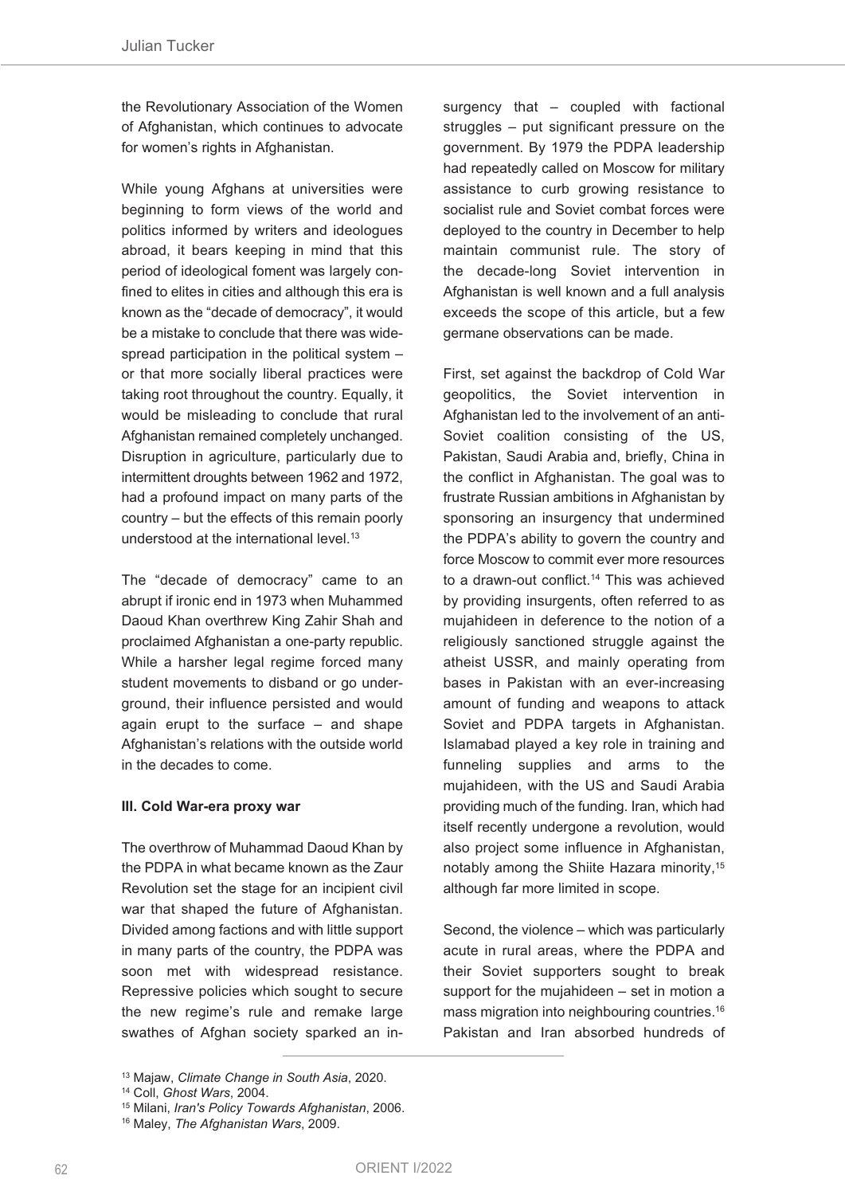the Revolutionary Association of the Women of Afghanistan, which continues to advocate for women's rights in Afghanistan.

While young Afghans at universities were beginning to form views of the world and politics informed by writers and ideologues abroad, it bears keeping in mind that this period of ideological foment was largely confined to elites in cities and although this era is known as the "decade of democracy", it would be a mistake to conclude that there was widespread participation in the political system – or that more socially liberal practices were taking root throughout the country. Equally, it would be misleading to conclude that rural Afghanistan remained completely unchanged. Disruption in agriculture, particularly due to intermittent droughts between 1962 and 1972, had a profound impact on many parts of the country – but the effects of this remain poorly understood at the international level.[13]

The "decade of democracy" came to an abrupt if ironic end in 1973 when Muhammed Daoud Khan overthrew King Zahir Shah and proclaimed Afghanistan a one-party republic. While a harsher legal regime forced many student movements to disband or go underground, their influence persisted and would again erupt to the surface – and shape Afghanistan's relations with the outside world in the decades to come.

### III. Cold War-era proxy war

The overthrow of Muhammad Daoud Khan by the PDPA in what became known as the Zaur Revolution set the stage for an incipient civil war that shaped the future of Afghanistan. Divided among factions and with little support in many parts of the country, the PDPA was soon met with widespread resistance. Repressive policies which sought to secure the new regime's rule and remake large swathes of Afghan society sparked an insurgency that – coupled with factional struggles – put significant pressure on the government. By 1979 the PDPA leadership had repeatedly called on Moscow for military assistance to curb growing resistance to socialist rule and Soviet combat forces were deployed to the country in December to help maintain communist rule. The story of the decade-long Soviet intervention in Afghanistan is well known and a full analysis exceeds the scope of this article, but a few germane observations can be made.

First, set against the backdrop of Cold War geopolitics, the Soviet intervention in Afghanistan led to the involvement of an anti-Soviet coalition consisting of the US, Pakistan, Saudi Arabia and, briefly, China in the conflict in Afghanistan. The goal was to frustrate Russian ambitions in Afghanistan by sponsoring an insurgency that undermined the PDPA's ability to govern the country and force Moscow to commit ever more resources to a drawn-out conflict.[14] This was achieved by providing insurgents, often referred to as mujahideen in deference to the notion of a religiously sanctioned struggle against the atheist USSR, and mainly operating from bases in Pakistan with an ever-increasing amount of funding and weapons to attack Soviet and PDPA targets in Afghanistan. Islamabad played a key role in training and funneling supplies and arms to the mujahideen, with the US and Saudi Arabia providing much of the funding. Iran, which had itself recently undergone a revolution, would also project some influence in Afghanistan, notably among the Shiite Hazara minority,[15] although far more limited in scope.

Second, the violence – which was particularly acute in rural areas, where the PDPA and their Soviet supporters sought to break support for the mujahideen – set in motion a mass migration into neighbouring countries.[16] Pakistan and Iran absorbed hundreds of

---

[13] Majaw, *Climate Change in South Asia*, 2020.

[14] Coll, *Ghost Wars*, 2004.

[15] Milani, *Iran's Policy Towards Afghanistan*, 2006.

[16] Maley, *The Afghanistan Wars*, 2009.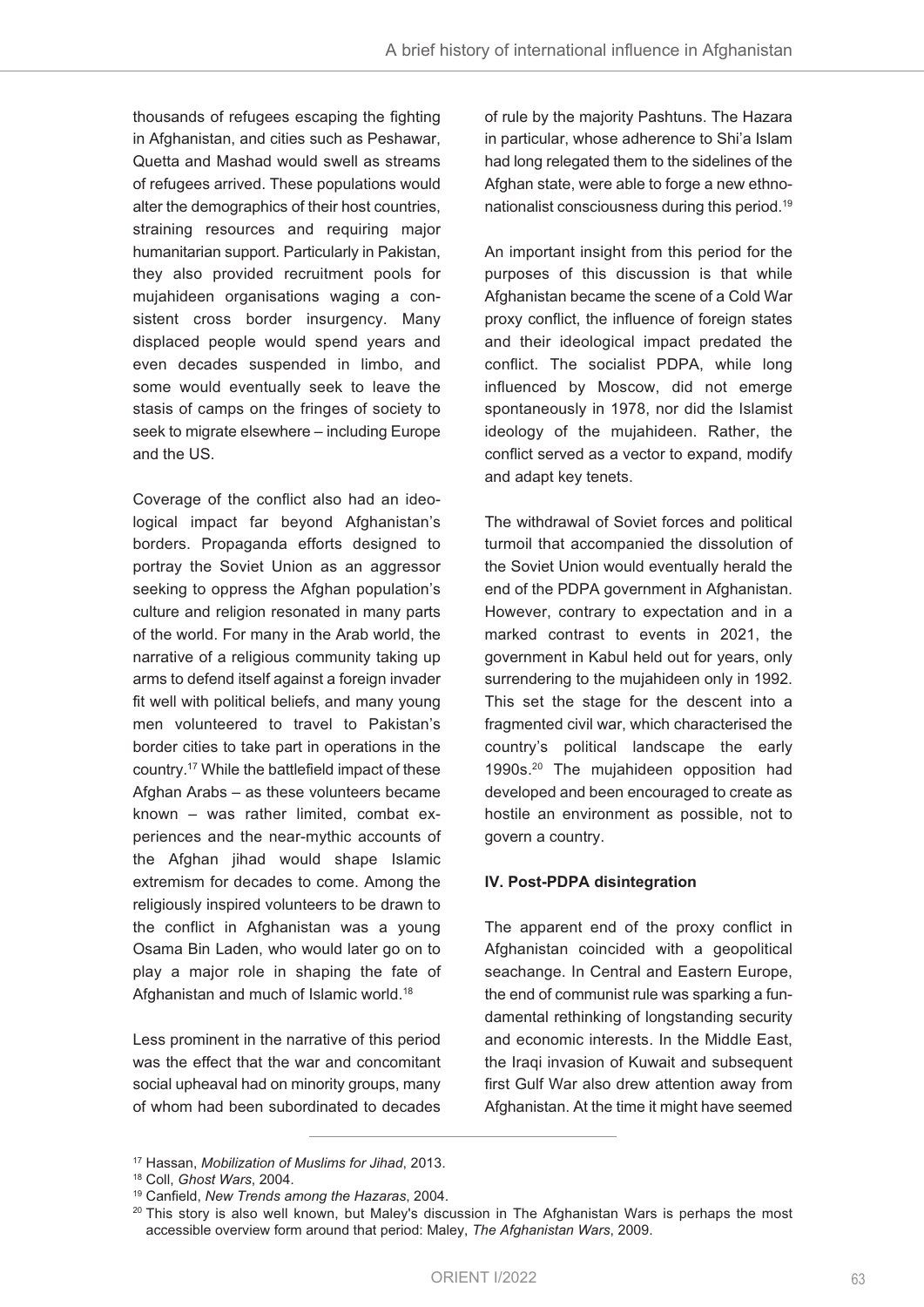thousands of refugees escaping the fighting in Afghanistan, and cities such as Peshawar, Quetta and Mashad would swell as streams of refugees arrived. These populations would alter the demographics of their host countries, straining resources and requiring major humanitarian support. Particularly in Pakistan, they also provided recruitment pools for mujahideen organisations waging a consistent cross border insurgency. Many displaced people would spend years and even decades suspended in limbo, and some would eventually seek to leave the stasis of camps on the fringes of society to seek to migrate elsewhere – including Europe and the US.

Coverage of the conflict also had an ideological impact far beyond Afghanistan's borders. Propaganda efforts designed to portray the Soviet Union as an aggressor seeking to oppress the Afghan population's culture and religion resonated in many parts of the world. For many in the Arab world, the narrative of a religious community taking up arms to defend itself against a foreign invader fit well with political beliefs, and many young men volunteered to travel to Pakistan's border cities to take part in operations in the country.[17] While the battlefield impact of these Afghan Arabs – as these volunteers became known – was rather limited, combat experiences and the near-mythic accounts of the Afghan jihad would shape Islamic extremism for decades to come. Among the religiously inspired volunteers to be drawn to the conflict in Afghanistan was a young Osama Bin Laden, who would later go on to play a major role in shaping the fate of Afghanistan and much of Islamic world.[18]

Less prominent in the narrative of this period was the effect that the war and concomitant social upheaval had on minority groups, many of whom had been subordinated to decades of rule by the majority Pashtuns. The Hazara in particular, whose adherence to Shi'a Islam had long relegated them to the sidelines of the Afghan state, were able to forge a new ethno-nationalist consciousness during this period.[19]

An important insight from this period for the purposes of this discussion is that while Afghanistan became the scene of a Cold War proxy conflict, the influence of foreign states and their ideological impact predated the conflict. The socialist PDPA, while long influenced by Moscow, did not emerge spontaneously in 1978, nor did the Islamist ideology of the mujahideen. Rather, the conflict served as a vector to expand, modify and adapt key tenets.

The withdrawal of Soviet forces and political turmoil that accompanied the dissolution of the Soviet Union would eventually herald the end of the PDPA government in Afghanistan. However, contrary to expectation and in a marked contrast to events in 2021, the government in Kabul held out for years, only surrendering to the mujahideen only in 1992. This set the stage for the descent into a fragmented civil war, which characterised the country's political landscape the early 1990s.[20] The mujahideen opposition had developed and been encouraged to create as hostile an environment as possible, not to govern a country.

**IV. Post-PDPA disintegration**

The apparent end of the proxy conflict in Afghanistan coincided with a geopolitical seachange. In Central and Eastern Europe, the end of communist rule was sparking a fundamental rethinking of longstanding security and economic interests. In the Middle East, the Iraqi invasion of Kuwait and subsequent first Gulf War also drew attention away from Afghanistan. At the time it might have seemed

---

[17] Hassan, *Mobilization of Muslims for Jihad*, 2013.

[18] Coll, *Ghost Wars*, 2004.

[19] Canfield, *New Trends among the Hazaras*, 2004.

[20] This story is also well known, but Maley's discussion in The Afghanistan Wars is perhaps the most accessible overview form around that period: Maley, *The Afghanistan Wars*, 2009.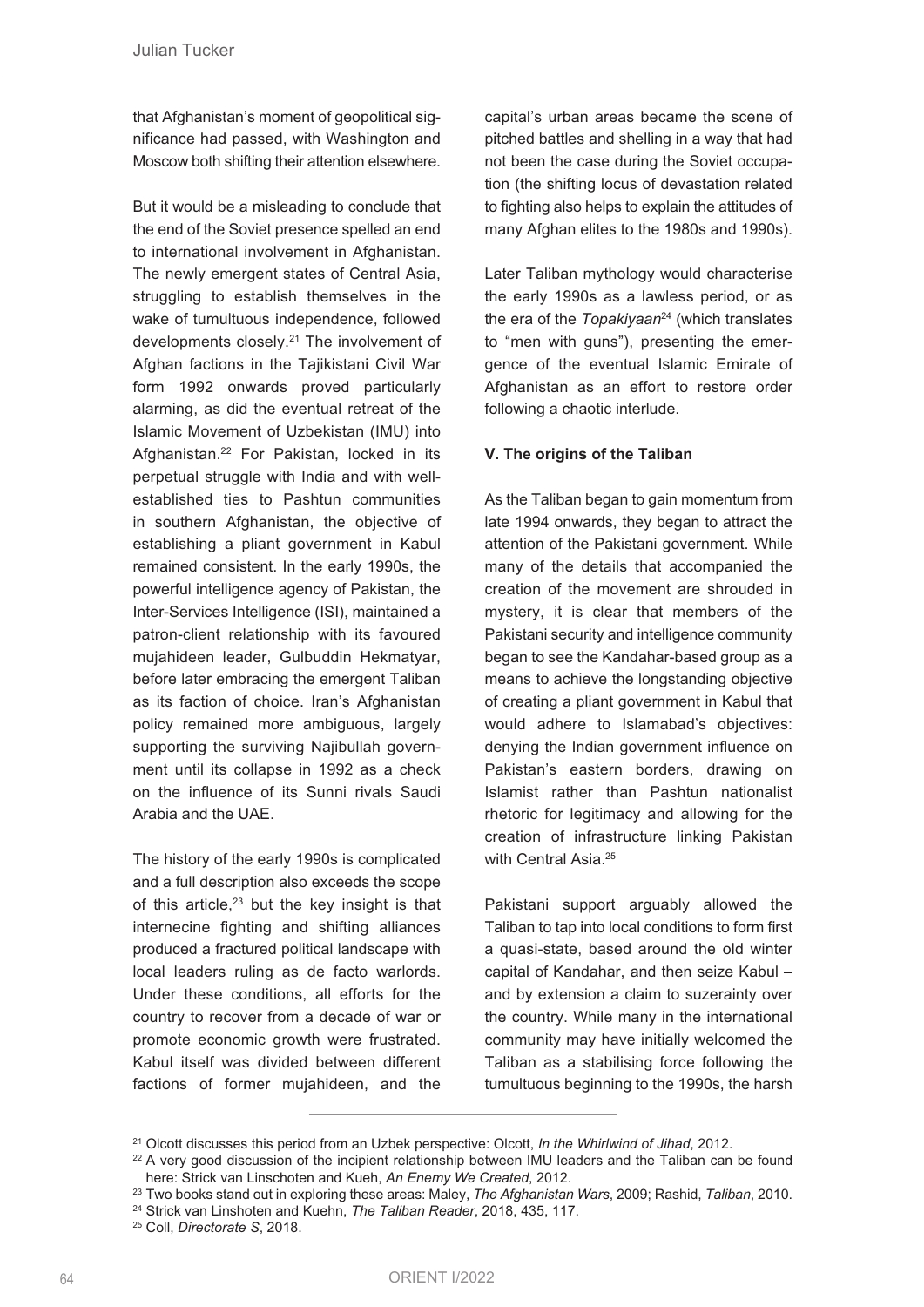that Afghanistan's moment of geopolitical significance had passed, with Washington and Moscow both shifting their attention elsewhere.

But it would be a misleading to conclude that the end of the Soviet presence spelled an end to international involvement in Afghanistan. The newly emergent states of Central Asia, struggling to establish themselves in the wake of tumultuous independence, followed developments closely.[21] The involvement of Afghan factions in the Tajikistani Civil War form 1992 onwards proved particularly alarming, as did the eventual retreat of the Islamic Movement of Uzbekistan (IMU) into Afghanistan.[22] For Pakistan, locked in its perpetual struggle with India and with well-established ties to Pashtun communities in southern Afghanistan, the objective of establishing a pliant government in Kabul remained consistent. In the early 1990s, the powerful intelligence agency of Pakistan, the Inter-Services Intelligence (ISI), maintained a patron-client relationship with its favoured mujahideen leader, Gulbuddin Hekmatyar, before later embracing the emergent Taliban as its faction of choice. Iran's Afghanistan policy remained more ambiguous, largely supporting the surviving Najibullah government until its collapse in 1992 as a check on the influence of its Sunni rivals Saudi Arabia and the UAE.

The history of the early 1990s is complicated and a full description also exceeds the scope of this article,[23] but the key insight is that internecine fighting and shifting alliances produced a fractured political landscape with local leaders ruling as de facto warlords. Under these conditions, all efforts for the country to recover from a decade of war or promote economic growth were frustrated. Kabul itself was divided between different factions of former mujahideen, and the capital's urban areas became the scene of pitched battles and shelling in a way that had not been the case during the Soviet occupation (the shifting locus of devastation related to fighting also helps to explain the attitudes of many Afghan elites to the 1980s and 1990s).

Later Taliban mythology would characterise the early 1990s as a lawless period, or as the era of the *Topakiyaan*[24] (which translates to "men with guns"), presenting the emergence of the eventual Islamic Emirate of Afghanistan as an effort to restore order following a chaotic interlude.

**V. The origins of the Taliban**

As the Taliban began to gain momentum from late 1994 onwards, they began to attract the attention of the Pakistani government. While many of the details that accompanied the creation of the movement are shrouded in mystery, it is clear that members of the Pakistani security and intelligence community began to see the Kandahar-based group as a means to achieve the longstanding objective of creating a pliant government in Kabul that would adhere to Islamabad's objectives: denying the Indian government influence on Pakistan's eastern borders, drawing on Islamist rather than Pashtun nationalist rhetoric for legitimacy and allowing for the creation of infrastructure linking Pakistan with Central Asia.[25]

Pakistani support arguably allowed the Taliban to tap into local conditions to form first a quasi-state, based around the old winter capital of Kandahar, and then seize Kabul – and by extension a claim to suzerainty over the country. While many in the international community may have initially welcomed the Taliban as a stabilising force following the tumultuous beginning to the 1990s, the harsh

---

[21] Olcott discusses this period from an Uzbek perspective: Olcott, *In the Whirlwind of Jihad*, 2012.

[22] A very good discussion of the incipient relationship between IMU leaders and the Taliban can be found here: Strick van Linschoten and Kueh, *An Enemy We Created*, 2012.

[23] Two books stand out in exploring these areas: Maley, *The Afghanistan Wars*, 2009; Rashid, *Taliban*, 2010.

[24] Strick van Linshoten and Kuehn, *The Taliban Reader*, 2018, 435, 117.

[25] Coll, *Directorate S*, 2018.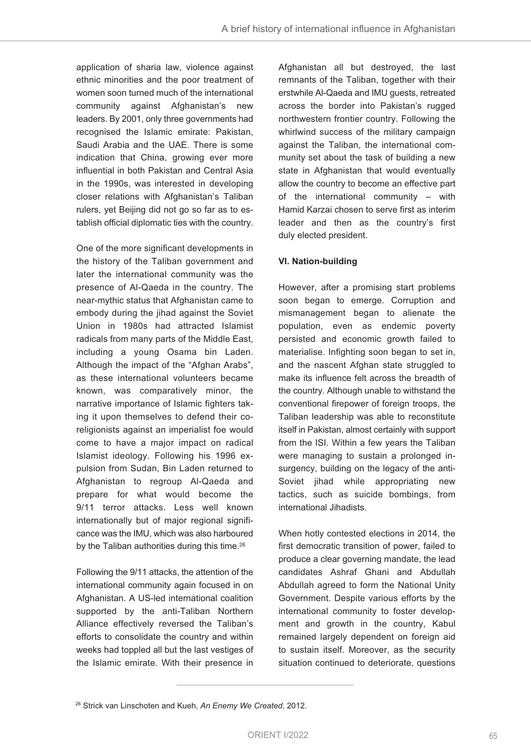application of sharia law, violence against ethnic minorities and the poor treatment of women soon turned much of the international community against Afghanistan's new leaders. By 2001, only three governments had recognised the Islamic emirate: Pakistan, Saudi Arabia and the UAE. There is some indication that China, growing ever more influential in both Pakistan and Central Asia in the 1990s, was interested in developing closer relations with Afghanistan's Taliban rulers, yet Beijing did not go so far as to establish official diplomatic ties with the country.

One of the more significant developments in the history of the Taliban government and later the international community was the presence of Al-Qaeda in the country. The near-mythic status that Afghanistan came to embody during the jihad against the Soviet Union in 1980s had attracted Islamist radicals from many parts of the Middle East, including a young Osama bin Laden. Although the impact of the "Afghan Arabs", as these international volunteers became known, was comparatively minor, the narrative importance of Islamic fighters taking it upon themselves to defend their co-religionists against an imperialist foe would come to have a major impact on radical Islamist ideology. Following his 1996 expulsion from Sudan, Bin Laden returned to Afghanistan to regroup Al-Qaeda and prepare for what would become the 9/11 terror attacks. Less well known internationally but of major regional significance was the IMU, which was also harboured by the Taliban authorities during this time.[26]

Following the 9/11 attacks, the attention of the international community again focused in on Afghanistan. A US-led international coalition supported by the anti-Taliban Northern Alliance effectively reversed the Taliban's efforts to consolidate the country and within weeks had toppled all but the last vestiges of the Islamic emirate. With their presence in Afghanistan all but destroyed, the last remnants of the Taliban, together with their erstwhile Al-Qaeda and IMU guests, retreated across the border into Pakistan's rugged northwestern frontier country. Following the whirlwind success of the military campaign against the Taliban, the international community set about the task of building a new state in Afghanistan that would eventually allow the country to become an effective part of the international community – with Hamid Karzai chosen to serve first as interim leader and then as the country's first duly elected president.

**VI. Nation-building**

However, after a promising start problems soon began to emerge. Corruption and mismanagement began to alienate the population, even as endemic poverty persisted and economic growth failed to materialise. Infighting soon began to set in, and the nascent Afghan state struggled to make its influence felt across the breadth of the country. Although unable to withstand the conventional firepower of foreign troops, the Taliban leadership was able to reconstitute itself in Pakistan, almost certainly with support from the ISI. Within a few years the Taliban were managing to sustain a prolonged insurgency, building on the legacy of the anti-Soviet jihad while appropriating new tactics, such as suicide bombings, from international Jihadists.

When hotly contested elections in 2014, the first democratic transition of power, failed to produce a clear governing mandate, the lead candidates Ashraf Ghani and Abdullah Abdullah agreed to form the National Unity Government. Despite various efforts by the international community to foster development and growth in the country, Kabul remained largely dependent on foreign aid to sustain itself. Moreover, as the security situation continued to deteriorate, questions

---

[26] Strick van Linschoten and Kueh, *An Enemy We Created*, 2012.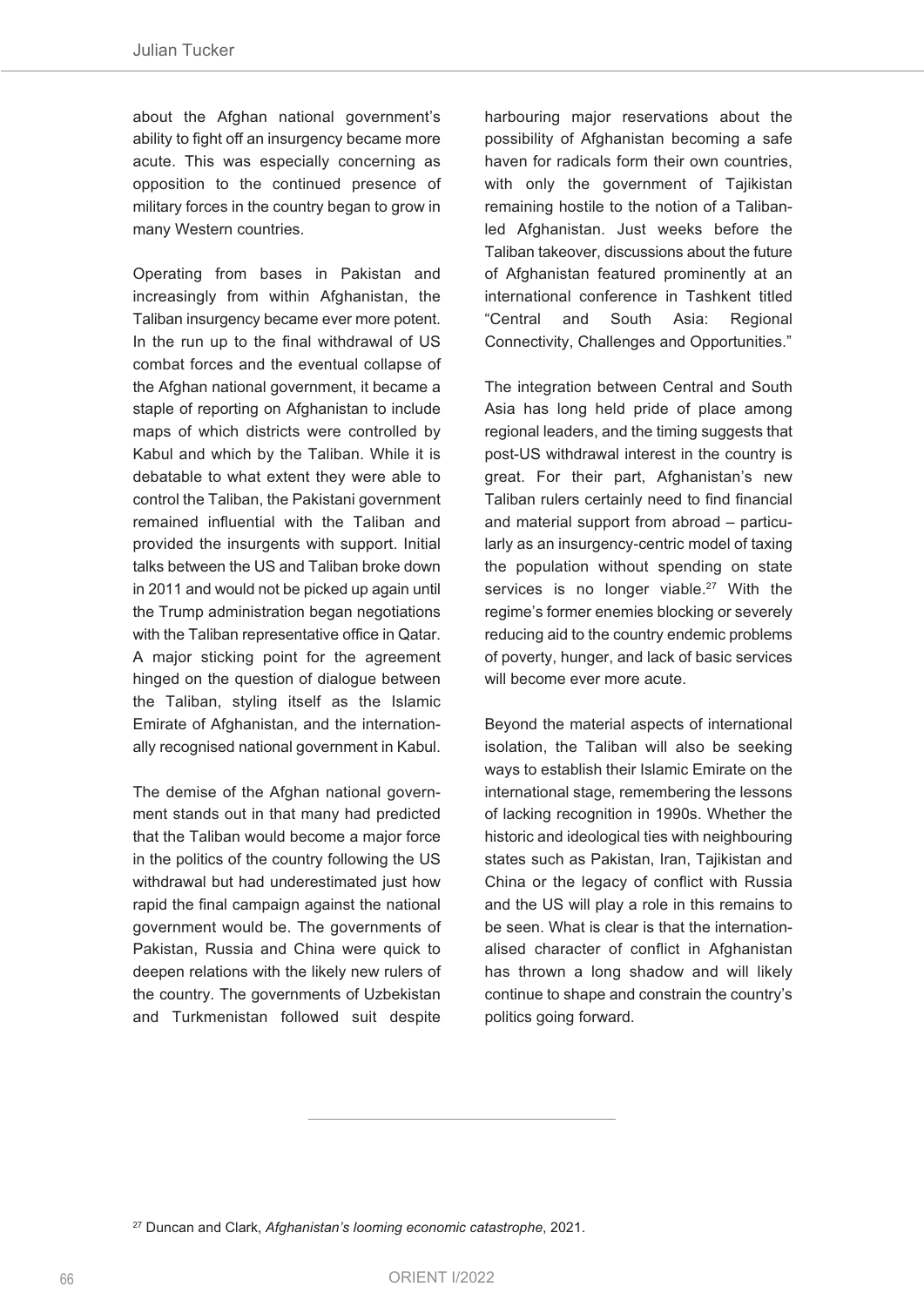about the Afghan national government's ability to fight off an insurgency became more acute. This was especially concerning as opposition to the continued presence of military forces in the country began to grow in many Western countries.

Operating from bases in Pakistan and increasingly from within Afghanistan, the Taliban insurgency became ever more potent. In the run up to the final withdrawal of US combat forces and the eventual collapse of the Afghan national government, it became a staple of reporting on Afghanistan to include maps of which districts were controlled by Kabul and which by the Taliban. While it is debatable to what extent they were able to control the Taliban, the Pakistani government remained influential with the Taliban and provided the insurgents with support. Initial talks between the US and Taliban broke down in 2011 and would not be picked up again until the Trump administration began negotiations with the Taliban representative office in Qatar. A major sticking point for the agreement hinged on the question of dialogue between the Taliban, styling itself as the Islamic Emirate of Afghanistan, and the internationally recognised national government in Kabul.

The demise of the Afghan national government stands out in that many had predicted that the Taliban would become a major force in the politics of the country following the US withdrawal but had underestimated just how rapid the final campaign against the national government would be. The governments of Pakistan, Russia and China were quick to deepen relations with the likely new rulers of the country. The governments of Uzbekistan and Turkmenistan followed suit despite harbouring major reservations about the possibility of Afghanistan becoming a safe haven for radicals form their own countries, with only the government of Tajikistan remaining hostile to the notion of a Taliban-led Afghanistan. Just weeks before the Taliban takeover, discussions about the future of Afghanistan featured prominently at an international conference in Tashkent titled "Central and South Asia: Regional Connectivity, Challenges and Opportunities."

The integration between Central and South Asia has long held pride of place among regional leaders, and the timing suggests that post-US withdrawal interest in the country is great. For their part, Afghanistan's new Taliban rulers certainly need to find financial and material support from abroad – particularly as an insurgency-centric model of taxing the population without spending on state services is no longer viable.[27] With the regime's former enemies blocking or severely reducing aid to the country endemic problems of poverty, hunger, and lack of basic services will become ever more acute.

Beyond the material aspects of international isolation, the Taliban will also be seeking ways to establish their Islamic Emirate on the international stage, remembering the lessons of lacking recognition in 1990s. Whether the historic and ideological ties with neighbouring states such as Pakistan, Iran, Tajikistan and China or the legacy of conflict with Russia and the US will play a role in this remains to be seen. What is clear is that the internationalised character of conflict in Afghanistan has thrown a long shadow and will likely continue to shape and constrain the country's politics going forward.

---

[27] Duncan and Clark, *Afghanistan's looming economic catastrophe*, 2021.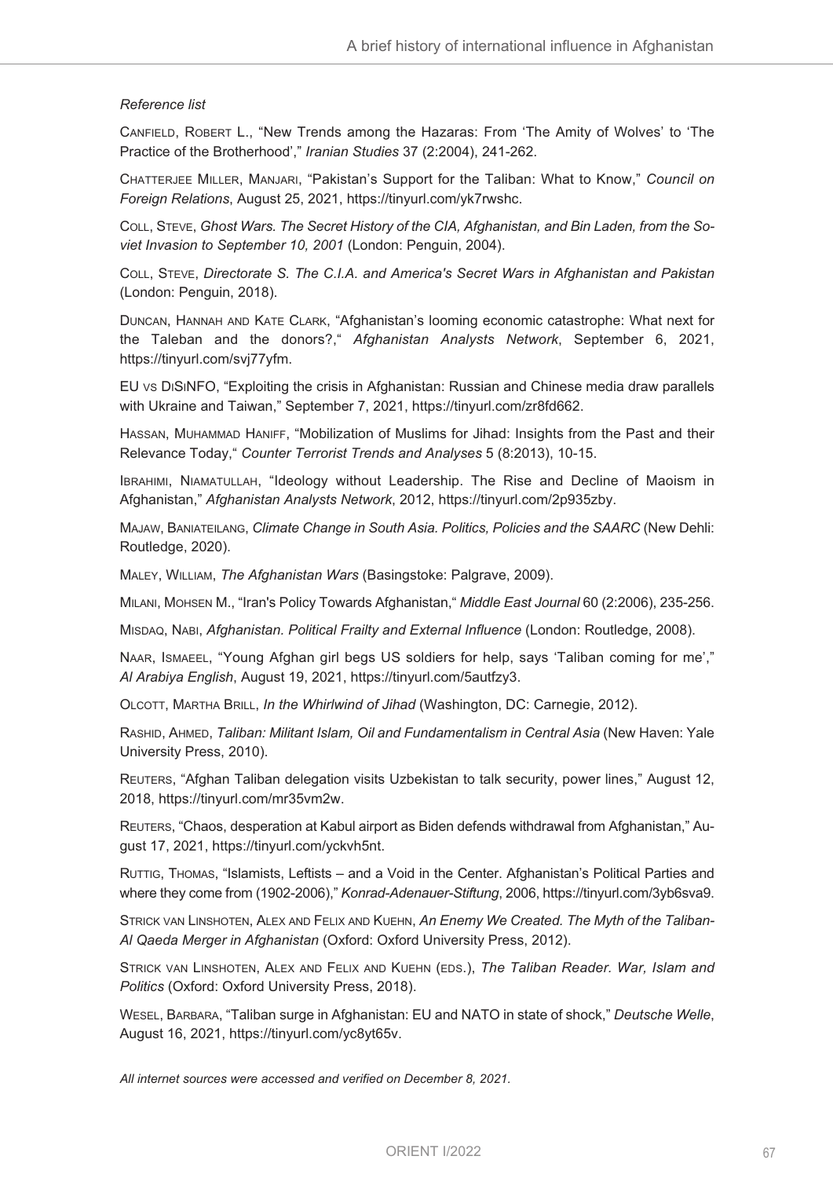*Reference list*

Canfield, Robert L., "New Trends among the Hazaras: From 'The Amity of Wolves' to 'The Practice of the Brotherhood'," *Iranian Studies* 37 (2:2004), 241-262.

Chatterjee Miller, Manjari, "Pakistan's Support for the Taliban: What to Know," *Council on Foreign Relations*, August 25, 2021, https://tinyurl.com/yk7rwshc.

Coll, Steve, *Ghost Wars. The Secret History of the CIA, Afghanistan, and Bin Laden, from the Soviet Invasion to September 10, 2001* (London: Penguin, 2004).

Coll, Steve, *Directorate S. The C.I.A. and America's Secret Wars in Afghanistan and Pakistan* (London: Penguin, 2018).

Duncan, Hannah and Kate Clark, "Afghanistan's looming economic catastrophe: What next for the Taleban and the donors?," *Afghanistan Analysts Network*, September 6, 2021, https://tinyurl.com/svj77yfm.

EU vs DiSiNFO, "Exploiting the crisis in Afghanistan: Russian and Chinese media draw parallels with Ukraine and Taiwan," September 7, 2021, https://tinyurl.com/zr8fd662.

Hassan, Muhammad Haniff, "Mobilization of Muslims for Jihad: Insights from the Past and their Relevance Today," *Counter Terrorist Trends and Analyses* 5 (8:2013), 10-15.

Ibrahimi, Niamatullah, "Ideology without Leadership. The Rise and Decline of Maoism in Afghanistan," *Afghanistan Analysts Network*, 2012, https://tinyurl.com/2p935zby.

Majaw, Baniateilang, *Climate Change in South Asia. Politics, Policies and the SAARC* (New Dehli: Routledge, 2020).

Maley, William, *The Afghanistan Wars* (Basingstoke: Palgrave, 2009).

Milani, Mohsen M., "Iran's Policy Towards Afghanistan," *Middle East Journal* 60 (2:2006), 235-256.

Misdaq, Nabi, *Afghanistan. Political Frailty and External Influence* (London: Routledge, 2008).

Naar, Ismaeel, "Young Afghan girl begs US soldiers for help, says 'Taliban coming for me'," *Al Arabiya English*, August 19, 2021, https://tinyurl.com/5autfzy3.

Olcott, Martha Brill, *In the Whirlwind of Jihad* (Washington, DC: Carnegie, 2012).

Rashid, Ahmed, *Taliban: Militant Islam, Oil and Fundamentalism in Central Asia* (New Haven: Yale University Press, 2010).

Reuters, "Afghan Taliban delegation visits Uzbekistan to talk security, power lines," August 12, 2018, https://tinyurl.com/mr35vm2w.

Reuters, "Chaos, desperation at Kabul airport as Biden defends withdrawal from Afghanistan," August 17, 2021, https://tinyurl.com/yckvh5nt.

Ruttig, Thomas, "Islamists, Leftists – and a Void in the Center. Afghanistan's Political Parties and where they come from (1902-2006)," *Konrad-Adenauer-Stiftung*, 2006, https://tinyurl.com/3yb6sva9.

Strick van Linshoten, Alex and Felix and Kuehn, *An Enemy We Created. The Myth of the Taliban-Al Qaeda Merger in Afghanistan* (Oxford: Oxford University Press, 2012).

Strick van Linshoten, Alex and Felix and Kuehn (eds.), *The Taliban Reader. War, Islam and Politics* (Oxford: Oxford University Press, 2018).

Wesel, Barbara, "Taliban surge in Afghanistan: EU and NATO in state of shock," *Deutsche Welle*, August 16, 2021, https://tinyurl.com/yc8yt65v.

*All internet sources were accessed and verified on December 8, 2021.*